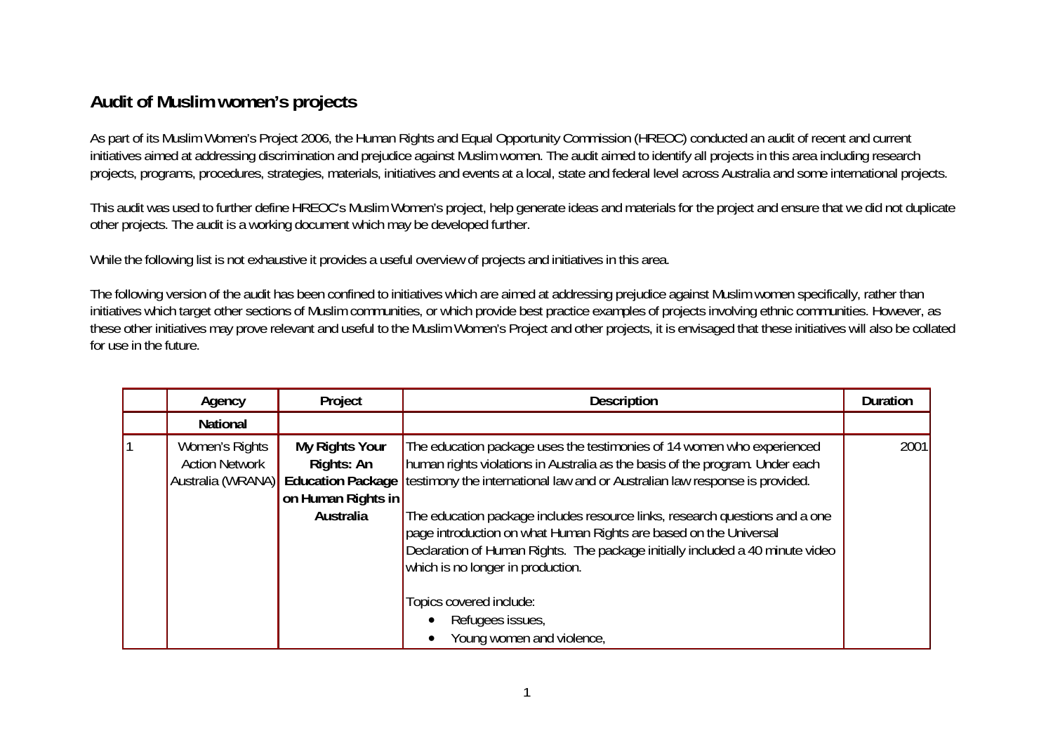## Audit of Muslim women's projects

As part of its Muslim Women's Project 2006, the Human Rights and Equal Opportunity Commission (HREOC) conducted an audit of recent and current initiatives aimed at addressing discrimination and prejudice against Muslim women. The audit aimed to identify all projects in this area including research projects, programs, procedures, strategies, materials, initiatives and events at a local, state and federal level across Australia and some international projects.

This audit was used to further define HREOC's Muslim Women's project, help generate ideas and materials for the project and ensure that we did not duplicate other projects. The audit is a working document which may be developed further.

While the following list is not exhaustive it provides a useful overview of projects and initiatives in this area.

The following version of the audit has been confined to initiatives which are aimed at addressing prejudice against Muslim women specifically, rather than initiatives which target other sections of Muslim communities, or which provide best practice examples of projects involving ethnic communities. However, as these other initiatives may prove relevant and useful to the Muslim Women's Project and other projects, it is envisaged that these initiatives will also be collated for use in the future.

| | Agency | Project | Description | Duration |
|---|---|---|---|---|
| | **National** | | | |
| 1 | Women's Rights Action Network Australia (WRANA) | **My Rights Your Rights: An Education Package on Human Rights in Australia** | The education package uses the testimonies of 14 women who experienced human rights violations in Australia as the basis of the program. Under each testimony the international law and or Australian law response is provided.<br><br>The education package includes resource links, research questions and a one page introduction on what Human Rights are based on the Universal Declaration of Human Rights. The package initially included a 40 minute video which is no longer in production.<br><br>Topics covered include:<br>• Refugees issues,<br>• Young women and violence, | 2001 |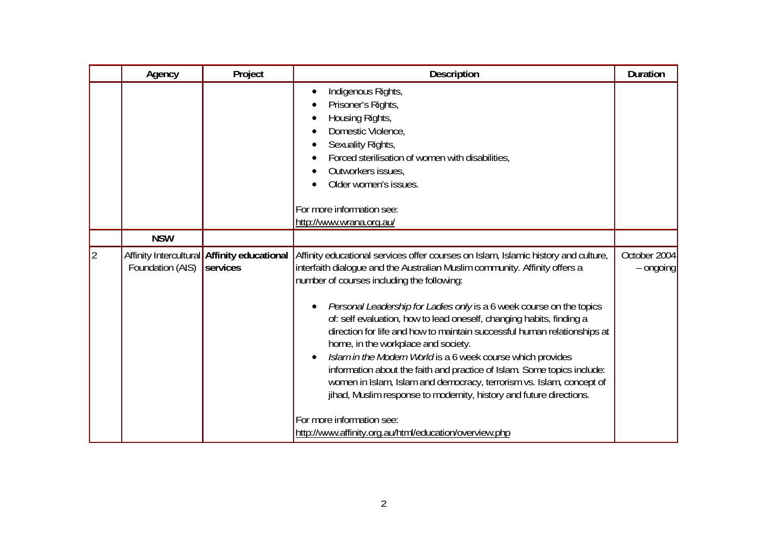| | Agency | Project | Description | Duration |
|---|---|---|---|---|
| | | | • Indigenous Rights,<br>• Prisoner's Rights,<br>• Housing Rights,<br>• Domestic Violence,<br>• Sexuality Rights,<br>• Forced sterilisation of women with disabilities,<br>• Outworkers issues,<br>• Older women's issues.<br><br>For more information see:<br>http://www.wrana.org.au/ | |
| | **NSW** | | | |
| 2 | Affinity Intercultural Foundation (AIS) | **Affinity educational services** | Affinity educational services offer courses on Islam, Islamic history and culture, interfaith dialogue and the Australian Muslim community. Affinity offers a number of courses including the following:<br><br>• *Personal Leadership for Ladies only* is a 6 week course on the topics of: self evaluation, how to lead oneself, changing habits, finding a direction for life and how to maintain successful human relationships at home, in the workplace and society.<br>• *Islam in the Modern World* is a 6 week course which provides information about the faith and practice of Islam. Some topics include: women in Islam, Islam and democracy, terrorism vs. Islam, concept of jihad, Muslim response to modernity, history and future directions.<br><br>For more information see:<br>http://www.affinity.org.au/html/education/overview.php | October 2004 – ongoing |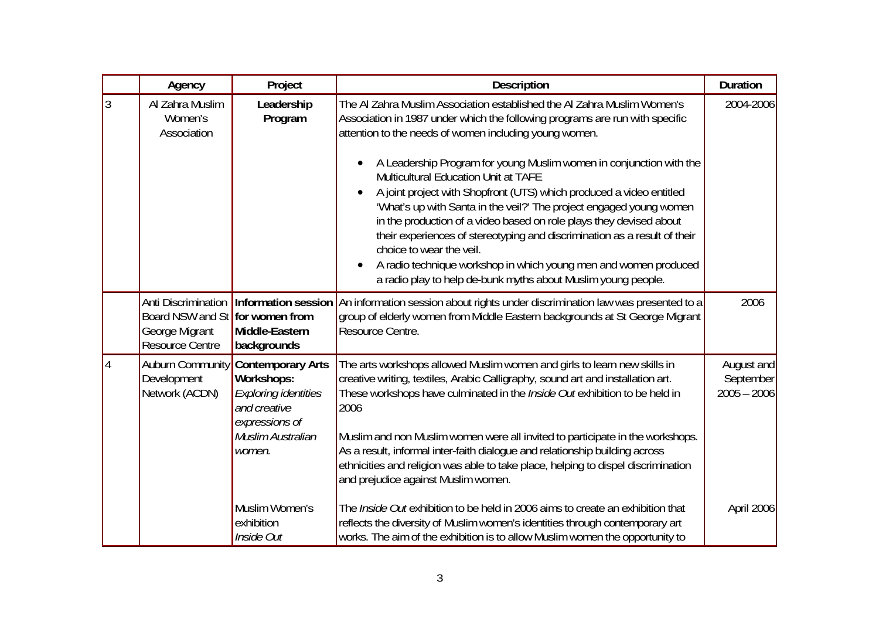| | Agency | Project | Description | Duration |
|---|---|---|---|---|
| 3 | Al Zahra Muslim Women's Association | **Leadership Program** | The Al Zahra Muslim Association established the Al Zahra Muslim Women's Association in 1987 under which the following programs are run with specific attention to the needs of women including young women.<br><br>• A Leadership Program for young Muslim women in conjunction with the Multicultural Education Unit at TAFE<br>• A joint project with Shopfront (UTS) which produced a video entitled 'What's up with Santa in the veil?' The project engaged young women in the production of a video based on role plays they devised about their experiences of stereotyping and discrimination as a result of their choice to wear the veil.<br>• A radio technique workshop in which young men and women produced a radio play to help de-bunk myths about Muslim young people. | 2004-2006 |
| | Anti Discrimination Board NSW and St George Migrant Resource Centre | **Information session for women from Middle-Eastern backgrounds** | An information session about rights under discrimination law was presented to a group of elderly women from Middle Eastern backgrounds at St George Migrant Resource Centre. | 2006 |
| 4 | Auburn Community Development Network (ACDN) | **Contemporary Arts Workshops:** *Exploring identities and creative expressions of Muslim Australian women.* | The arts workshops allowed Muslim women and girls to learn new skills in creative writing, textiles, Arabic Calligraphy, sound art and installation art. These workshops have culminated in the *Inside Out* exhibition to be held in 2006<br><br>Muslim and non Muslim women were all invited to participate in the workshops. As a result, informal inter-faith dialogue and relationship building across ethnicities and religion was able to take place, helping to dispel discrimination and prejudice against Muslim women. | August and September 2005 – 2006 |
| | | Muslim Women's exhibition *Inside Out* | The *Inside Out* exhibition to be held in 2006 aims to create an exhibition that reflects the diversity of Muslim women's identities through contemporary art works. The aim of the exhibition is to allow Muslim women the opportunity to | April 2006 |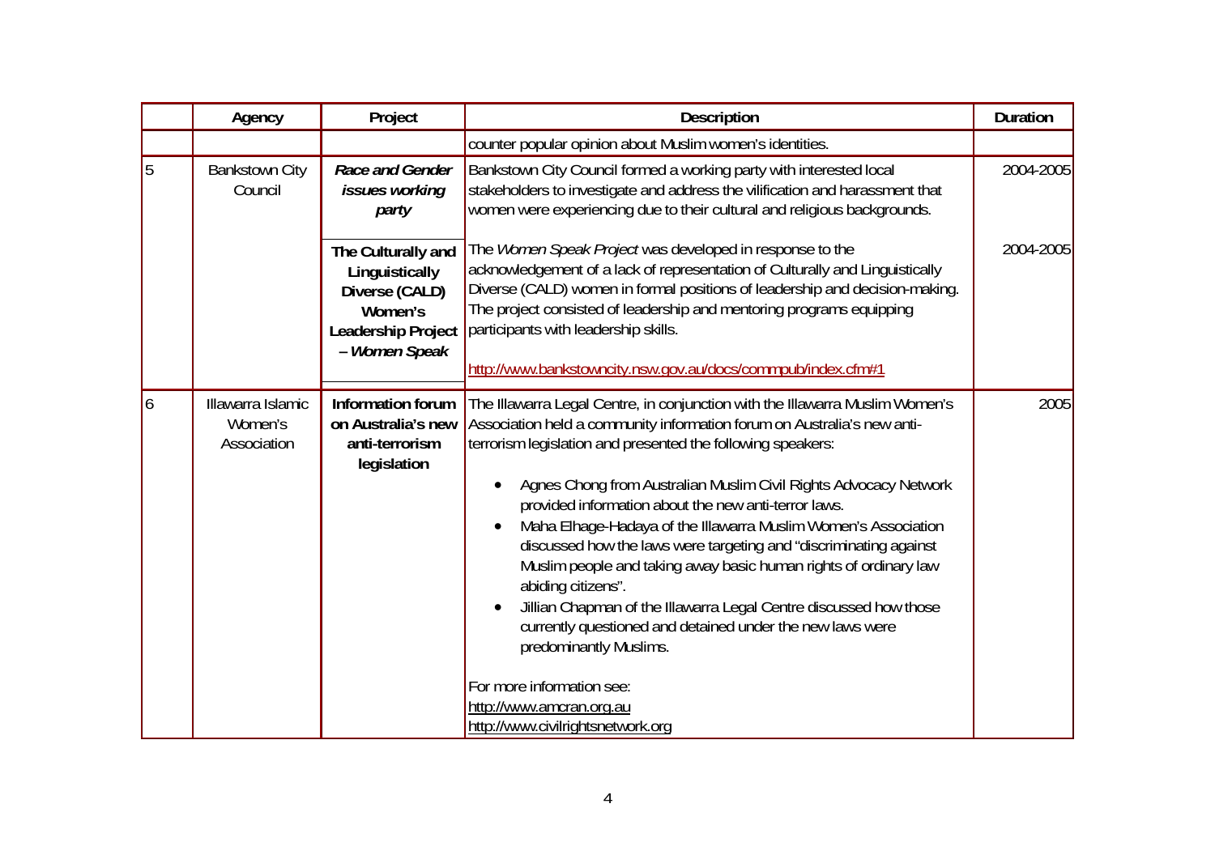| | Agency | Project | Description | Duration |
|---|---|---|---|---|
| | | | counter popular opinion about Muslim women's identities. | |
| 5 | Bankstown City Council | ***Race and Gender issues working party*** | Bankstown City Council formed a working party with interested local stakeholders to investigate and address the vilification and harassment that women were experiencing due to their cultural and religious backgrounds. | 2004-2005 |
| | | **The Culturally and Linguistically Diverse (CALD) Women's Leadership Project – *Women Speak*** | The *Women Speak Project* was developed in response to the acknowledgement of a lack of representation of Culturally and Linguistically Diverse (CALD) women in formal positions of leadership and decision-making. The project consisted of leadership and mentoring programs equipping participants with leadership skills. <br><br> http://www.bankstowncity.nsw.gov.au/docs/commpub/index.cfm#1 | 2004-2005 |
| 6 | Illawarra Islamic Women's Association | **Information forum on Australia's new anti-terrorism legislation** | The Illawarra Legal Centre, in conjunction with the Illawarra Muslim Women's Association held a community information forum on Australia's new anti-terrorism legislation and presented the following speakers: <br><br> • Agnes Chong from Australian Muslim Civil Rights Advocacy Network provided information about the new anti-terror laws. <br> • Maha Elhage-Hadaya of the Illawarra Muslim Women's Association discussed how the laws were targeting and "discriminating against Muslim people and taking away basic human rights of ordinary law abiding citizens". <br> • Jillian Chapman of the Illawarra Legal Centre discussed how those currently questioned and detained under the new laws were predominantly Muslims. <br><br> For more information see: <br> http://www.amcran.org.au <br> http://www.civilrightsnetwork.org | 2005 |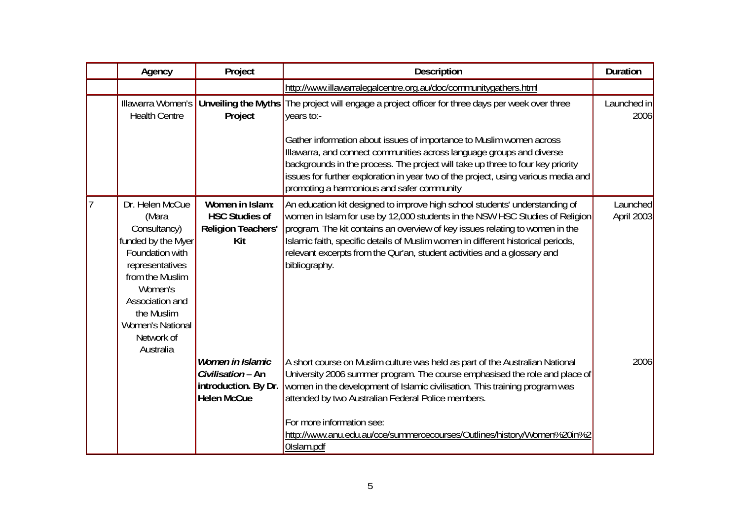| | Agency | Project | Description | Duration |
|---|---|---|---|---|
| | | | http://www.illawarralegalcentre.org.au/doc/communitygathers.html | |
| | Illawarra Women's Health Centre | **Unveiling the Myths Project** | The project will engage a project officer for three days per week over three years to:-<br><br>Gather information about issues of importance to Muslim women across Illawarra, and connect communities across language groups and diverse backgrounds in the process. The project will take up three to four key priority issues for further exploration in year two of the project, using various media and promoting a harmonious and safer community | Launched in 2006 |
| 7 | Dr. Helen McCue (Mara Consultancy) funded by the Myer Foundation with representatives from the Muslim Women's Association and the Muslim Women's National Network of Australia | **Women in Islam: HSC Studies of Religion Teachers' Kit** | An education kit designed to improve high school students' understanding of women in Islam for use by 12,000 students in the NSW HSC Studies of Religion program. The kit contains an overview of key issues relating to women in the Islamic faith, specific details of Muslim women in different historical periods, relevant excerpts from the Qur'an, student activities and a glossary and bibliography. | Launched April 2003 |
| | | ***Women in Islamic Civilisation* – An introduction. By Dr. Helen McCue** | A short course on Muslim culture was held as part of the Australian National University 2006 summer program. The course emphasised the role and place of women in the development of Islamic civilisation. This training program was attended by two Australian Federal Police members.<br><br>For more information see:<br>http://www.anu.edu.au/cce/summercecourses/Outlines/history/Women%20in%20Islam.pdf | 2006 |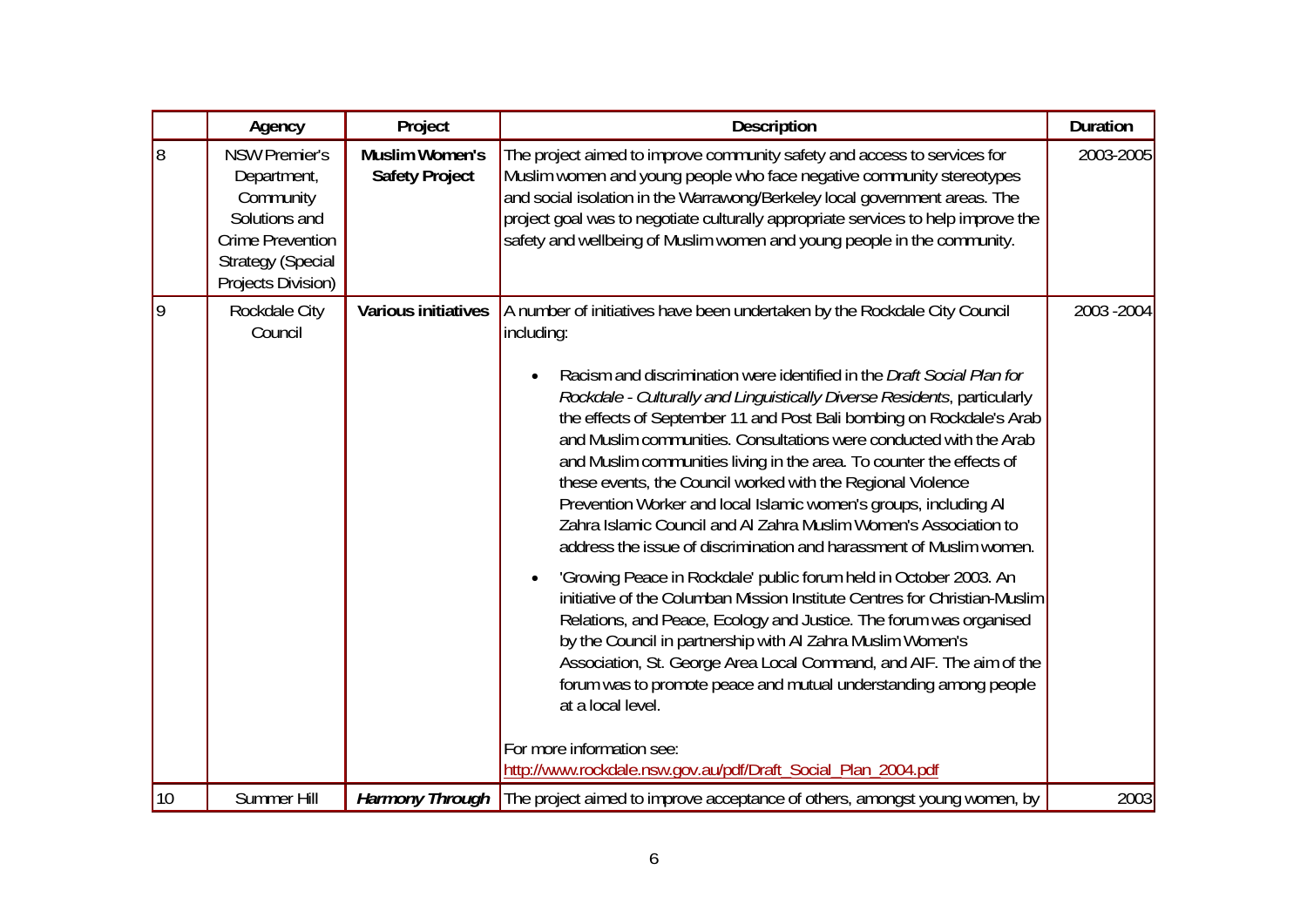| | Agency | Project | Description | Duration |
|---|---|---|---|---|
| 8 | NSW Premier's Department, Community Solutions and Crime Prevention Strategy (Special Projects Division) | **Muslim Women's Safety Project** | The project aimed to improve community safety and access to services for Muslim women and young people who face negative community stereotypes and social isolation in the Warrawong/Berkeley local government areas. The project goal was to negotiate culturally appropriate services to help improve the safety and wellbeing of Muslim women and young people in the community. | 2003-2005 |
| 9 | Rockdale City Council | **Various initiatives** | A number of initiatives have been undertaken by the Rockdale City Council including:<br><br>• Racism and discrimination were identified in the *Draft Social Plan for Rockdale - Culturally and Linguistically Diverse Residents*, particularly the effects of September 11 and Post Bali bombing on Rockdale's Arab and Muslim communities. Consultations were conducted with the Arab and Muslim communities living in the area. To counter the effects of these events, the Council worked with the Regional Violence Prevention Worker and local Islamic women's groups, including Al Zahra Islamic Council and Al Zahra Muslim Women's Association to address the issue of discrimination and harassment of Muslim women.<br><br>• 'Growing Peace in Rockdale' public forum held in October 2003. An initiative of the Columban Mission Institute Centres for Christian-Muslim Relations, and Peace, Ecology and Justice. The forum was organised by the Council in partnership with Al Zahra Muslim Women's Association, St. George Area Local Command, and AIF. The aim of the forum was to promote peace and mutual understanding among people at a local level.<br><br>For more information see:<br>http://www.rockdale.nsw.gov.au/pdf/Draft_Social_Plan_2004.pdf | 2003 -2004 |
| 10 | Summer Hill | ***Harmony Through*** | The project aimed to improve acceptance of others, amongst young women, by | 2003 |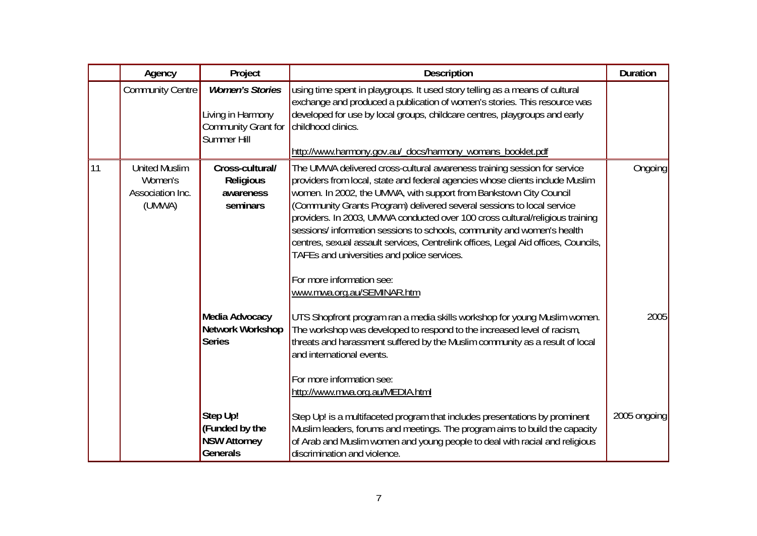| | Agency | Project | Description | Duration |
|---|---|---|---|---|
| | Community Centre | ***Women's Stories*** <br><br> Living in Harmony Community Grant for Summer Hill | using time spent in playgroups. It used story telling as a means of cultural exchange and produced a publication of women's stories. This resource was developed for use by local groups, childcare centres, playgroups and early childhood clinics. <br><br> http://www.harmony.gov.au/_docs/harmony_womans_booklet.pdf | |
| 11 | United Muslim Women's Association Inc. (UMWA) | **Cross-cultural/ Religious awareness seminars** | The UMWA delivered cross-cultural awareness training session for service providers from local, state and federal agencies whose clients include Muslim women. In 2002, the UMWA, with support from Bankstown City Council (Community Grants Program) delivered several sessions to local service providers. In 2003, UMWA conducted over 100 cross cultural/religious training sessions/ information sessions to schools, community and women's health centres, sexual assault services, Centrelink offices, Legal Aid offices, Councils, TAFEs and universities and police services. <br><br> For more information see: www.mwa.org.au/SEMINAR.htm | Ongoing |
| | | **Media Advocacy Network Workshop Series** | UTS Shopfront program ran a media skills workshop for young Muslim women. The workshop was developed to respond to the increased level of racism, threats and harassment suffered by the Muslim community as a result of local and international events. <br><br> For more information see: http://www.mwa.org.au/MEDIA.html | 2005 |
| | | **Step Up! (Funded by the NSW Attorney Generals** | Step Up! is a multifaceted program that includes presentations by prominent Muslim leaders, forums and meetings. The program aims to build the capacity of Arab and Muslim women and young people to deal with racial and religious discrimination and violence. | 2005 ongoing |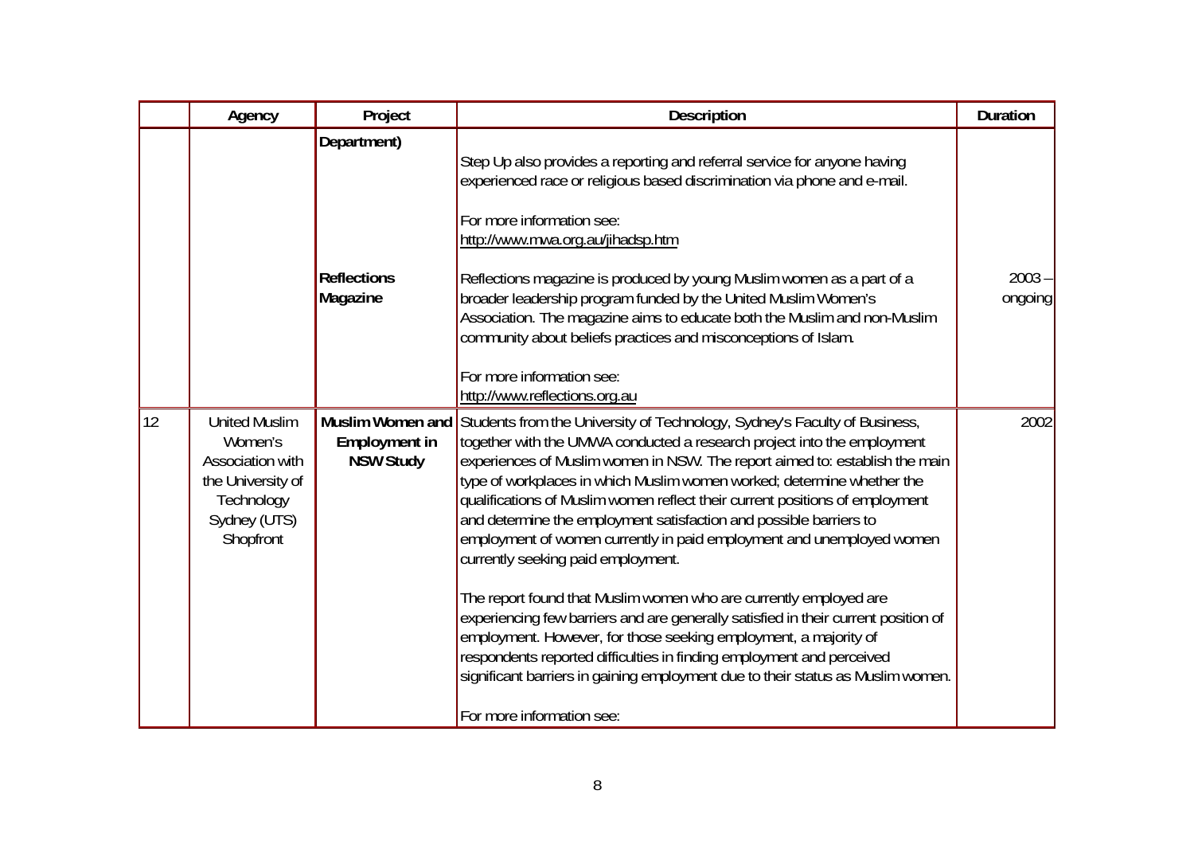|  | Agency | Project | Description | Duration |
| --- | --- | --- | --- | --- |
|  |  | **Department)** | Step Up also provides a reporting and referral service for anyone having experienced race or religious based discrimination via phone and e-mail.<br><br>For more information see:<br>http://www.mwa.org.au/jihadsp.htm |  |
|  |  | **Reflections Magazine** | Reflections magazine is produced by young Muslim women as a part of a broader leadership program funded by the United Muslim Women's Association. The magazine aims to educate both the Muslim and non-Muslim community about beliefs practices and misconceptions of Islam.<br><br>For more information see:<br>http://www.reflections.org.au | 2003 – ongoing |
| 12 | United Muslim Women's Association with the University of Technology Sydney (UTS) Shopfront | **Muslim Women and Employment in NSW Study** | Students from the University of Technology, Sydney's Faculty of Business, together with the UMWA conducted a research project into the employment experiences of Muslim women in NSW. The report aimed to: establish the main type of workplaces in which Muslim women worked; determine whether the qualifications of Muslim women reflect their current positions of employment and determine the employment satisfaction and possible barriers to employment of women currently in paid employment and unemployed women currently seeking paid employment.<br><br>The report found that Muslim women who are currently employed are experiencing few barriers and are generally satisfied in their current position of employment. However, for those seeking employment, a majority of respondents reported difficulties in finding employment and perceived significant barriers in gaining employment due to their status as Muslim women.<br><br>For more information see: | 2002 |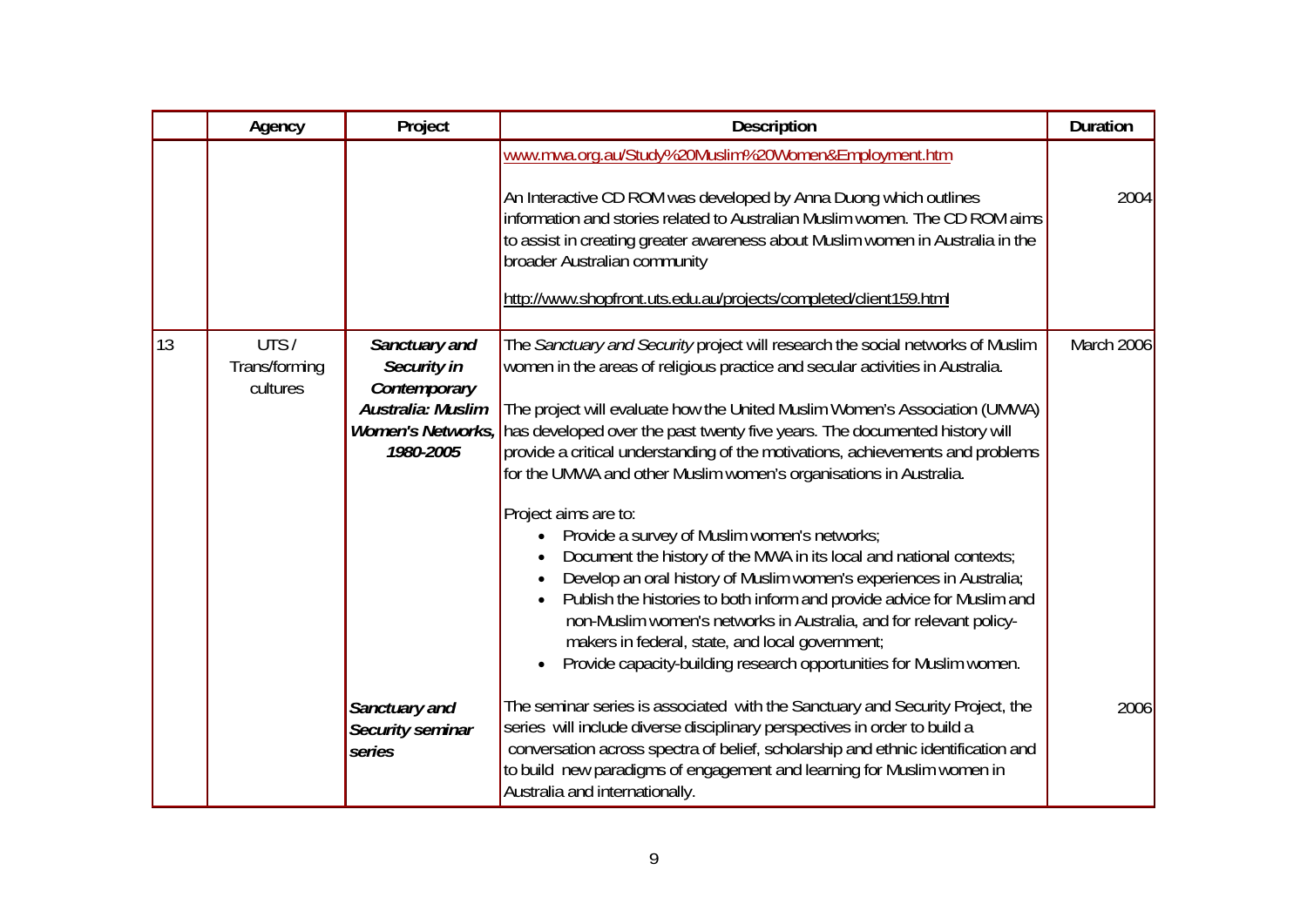| | Agency | Project | Description | Duration |
|---|---|---|---|---|
| | | | www.mwa.org.au/Study%20Muslim%20Women&Employment.htm<br><br>An Interactive CD ROM was developed by Anna Duong which outlines information and stories related to Australian Muslim women. The CD ROM aims to assist in creating greater awareness about Muslim women in Australia in the broader Australian community<br><br>http://www.shopfront.uts.edu.au/projects/completed/client159.html | 2004 |
| 13 | UTS / Trans/forming cultures | ***Sanctuary and Security in Contemporary Australia: Muslim Women's Networks, 1980-2005*** | The *Sanctuary and Security* project will research the social networks of Muslim women in the areas of religious practice and secular activities in Australia.<br><br>The project will evaluate how the United Muslim Women's Association (UMWA) has developed over the past twenty five years. The documented history will provide a critical understanding of the motivations, achievements and problems for the UMWA and other Muslim women's organisations in Australia.<br><br>Project aims are to:<br>• Provide a survey of Muslim women's networks;<br>• Document the history of the MWA in its local and national contexts;<br>• Develop an oral history of Muslim women's experiences in Australia;<br>• Publish the histories to both inform and provide advice for Muslim and non-Muslim women's networks in Australia, and for relevant policy-makers in federal, state, and local government;<br>• Provide capacity-building research opportunities for Muslim women. | March 2006 |
| | | ***Sanctuary and Security seminar series*** | The seminar series is associated with the Sanctuary and Security Project, the series will include diverse disciplinary perspectives in order to build a conversation across spectra of belief, scholarship and ethnic identification and to build new paradigms of engagement and learning for Muslim women in Australia and internationally. | 2006 |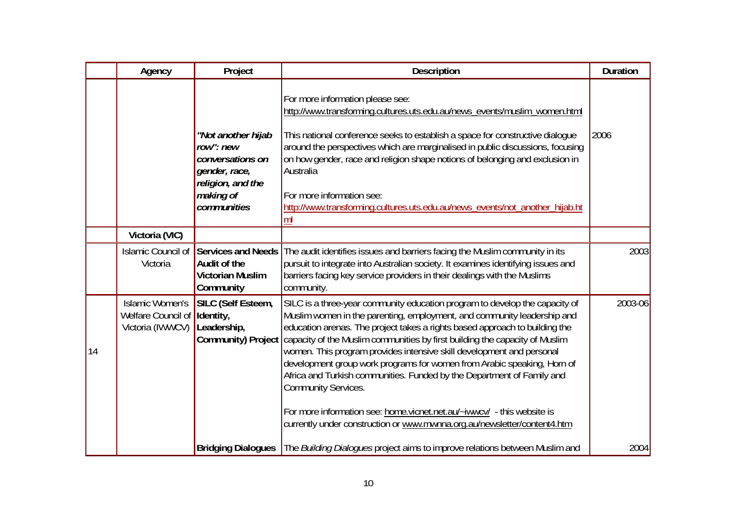| | Agency | Project | Description | Duration |
|---|---|---|---|---|
| | | | For more information please see: http://www.transforming.cultures.uts.edu.au/news_events/muslim_women.html | |
| | | ***"Not another hijab row": new conversations on gender, race, religion, and the making of communities*** | This national conference seeks to establish a space for constructive dialogue around the perspectives which are marginalised in public discussions, focusing on how gender, race and religion shape notions of belonging and exclusion in Australia<br><br>For more information see: http://www.transforming.cultures.uts.edu.au/news_events/not_another_hijab.html | 2006 |
| | **Victoria (VIC)** | | | |
| | Islamic Council of Victoria | **Services and Needs Audit of the Victorian Muslim Community** | The audit identifies issues and barriers facing the Muslim community in its pursuit to integrate into Australian society. It examines identifying issues and barriers facing key service providers in their dealings with the Muslims community. | 2003 |
| 14 | Islamic Women's Welfare Council of Victoria (IWWCV) | **SILC (Self Esteem, Identity, Leadership, Community) Project** | SILC is a three-year community education program to develop the capacity of Muslim women in the parenting, employment, and community leadership and education arenas. The project takes a rights based approach to building the capacity of the Muslim communities by first building the capacity of Muslim women. This program provides intensive skill development and personal development group work programs for women from Arabic speaking, Horn of Africa and Turkish communities. Funded by the Department of Family and Community Services.<br><br>For more information see: home.vicnet.net.au/~iwwcv/ - this website is currently under construction or www.mwnna.org.au/newsletter/content4.htm | 2003-06 |
| | | **Bridging Dialogues** | The *Building Dialogues* project aims to improve relations between Muslim and | 2004 |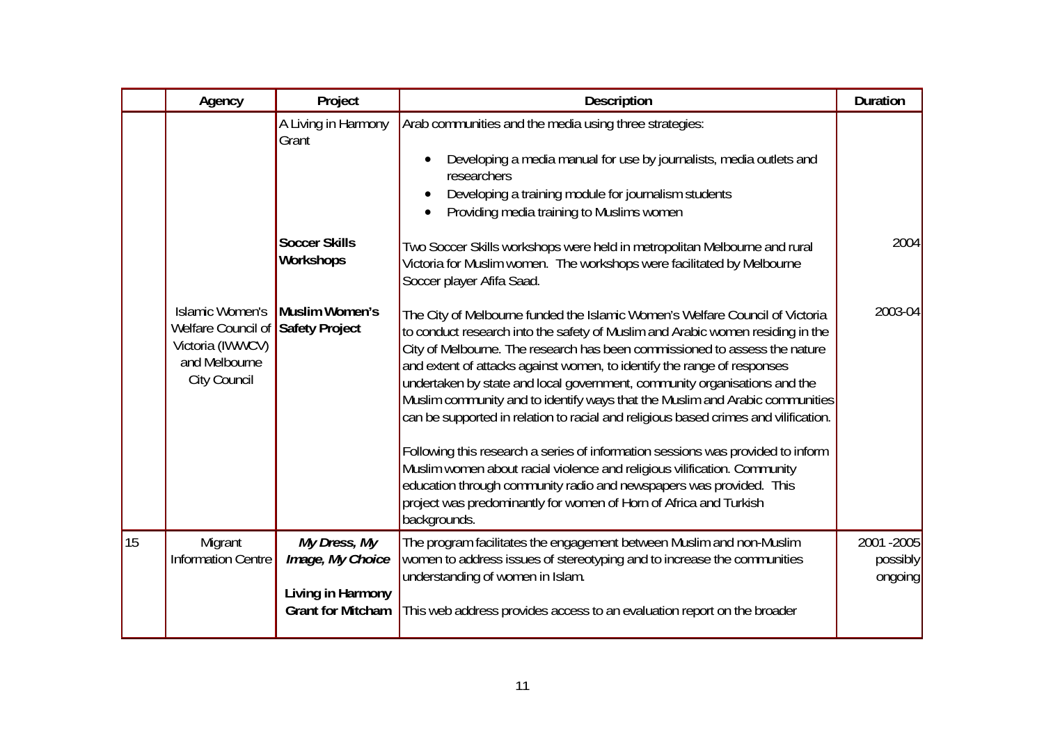| | Agency | Project | Description | Duration |
|---|---|---|---|---|
| | | A Living in Harmony Grant | Arab communities and the media using three strategies:<br>• Developing a media manual for use by journalists, media outlets and researchers<br>• Developing a training module for journalism students<br>• Providing media training to Muslims women | |
| | | **Soccer Skills Workshops** | Two Soccer Skills workshops were held in metropolitan Melbourne and rural Victoria for Muslim women. The workshops were facilitated by Melbourne Soccer player Afifa Saad. | 2004 |
| | Islamic Women's Welfare Council of Victoria (IWWCV) and Melbourne City Council | **Muslim Women's Safety Project** | The City of Melbourne funded the Islamic Women's Welfare Council of Victoria to conduct research into the safety of Muslim and Arabic women residing in the City of Melbourne. The research has been commissioned to assess the nature and extent of attacks against women, to identify the range of responses undertaken by state and local government, community organisations and the Muslim community and to identify ways that the Muslim and Arabic communities can be supported in relation to racial and religious based crimes and vilification.<br><br>Following this research a series of information sessions was provided to inform Muslim women about racial violence and religious vilification. Community education through community radio and newspapers was provided. This project was predominantly for women of Horn of Africa and Turkish backgrounds. | 2003-04 |
| 15 | Migrant Information Centre | ***My Dress, My Image, My Choice***<br><br>**Living in Harmony Grant for Mitcham** | The program facilitates the engagement between Muslim and non-Muslim women to address issues of stereotyping and to increase the communities understanding of women in Islam.<br><br>This web address provides access to an evaluation report on the broader | 2001 -2005 possibly ongoing |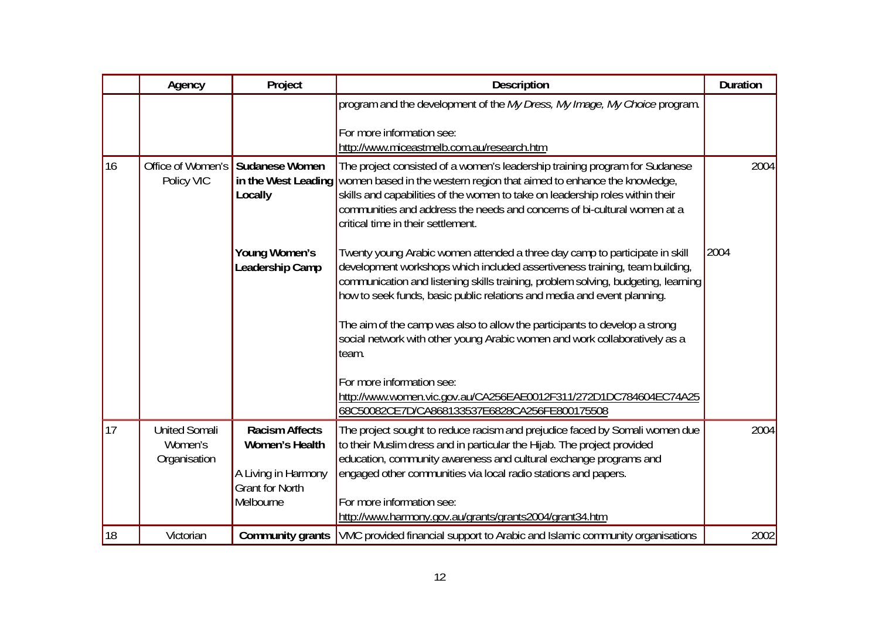| | Agency | Project | Description | Duration |
|---|---|---|---|---|
| | | | program and the development of the *My Dress, My Image, My Choice* program.<br><br>For more information see:<br>http://www.miceastmelb.com.au/research.htm | |
| 16 | Office of Women's Policy VIC | **Sudanese Women in the West Leading Locally**<br><br><br><br><br>**Young Women's Leadership Camp** | The project consisted of a women's leadership training program for Sudanese women based in the western region that aimed to enhance the knowledge, skills and capabilities of the women to take on leadership roles within their communities and address the needs and concerns of bi-cultural women at a critical time in their settlement.<br><br>Twenty young Arabic women attended a three day camp to participate in skill development workshops which included assertiveness training, team building, communication and listening skills training, problem solving, budgeting, learning how to seek funds, basic public relations and media and event planning.<br><br>The aim of the camp was also to allow the participants to develop a strong social network with other young Arabic women and work collaboratively as a team.<br><br>For more information see:<br>http://www.women.vic.gov.au/CA256EAE0012F311/272D1DC784604EC74A2568C50082CE7D/CA868133537E6828CA256FE800175508 | 2004<br><br><br><br><br><br>2004 |
| 17 | United Somali Women's Organisation | **Racism Affects Women's Health**<br><br>A Living in Harmony Grant for North Melbourne | The project sought to reduce racism and prejudice faced by Somali women due to their Muslim dress and in particular the Hijab. The project provided education, community awareness and cultural exchange programs and engaged other communities via local radio stations and papers.<br><br>For more information see:<br>http://www.harmony.gov.au/grants/grants2004/grant34.htm | 2004 |
| 18 | Victorian | **Community grants** | VMC provided financial support to Arabic and Islamic community organisations | 2002 |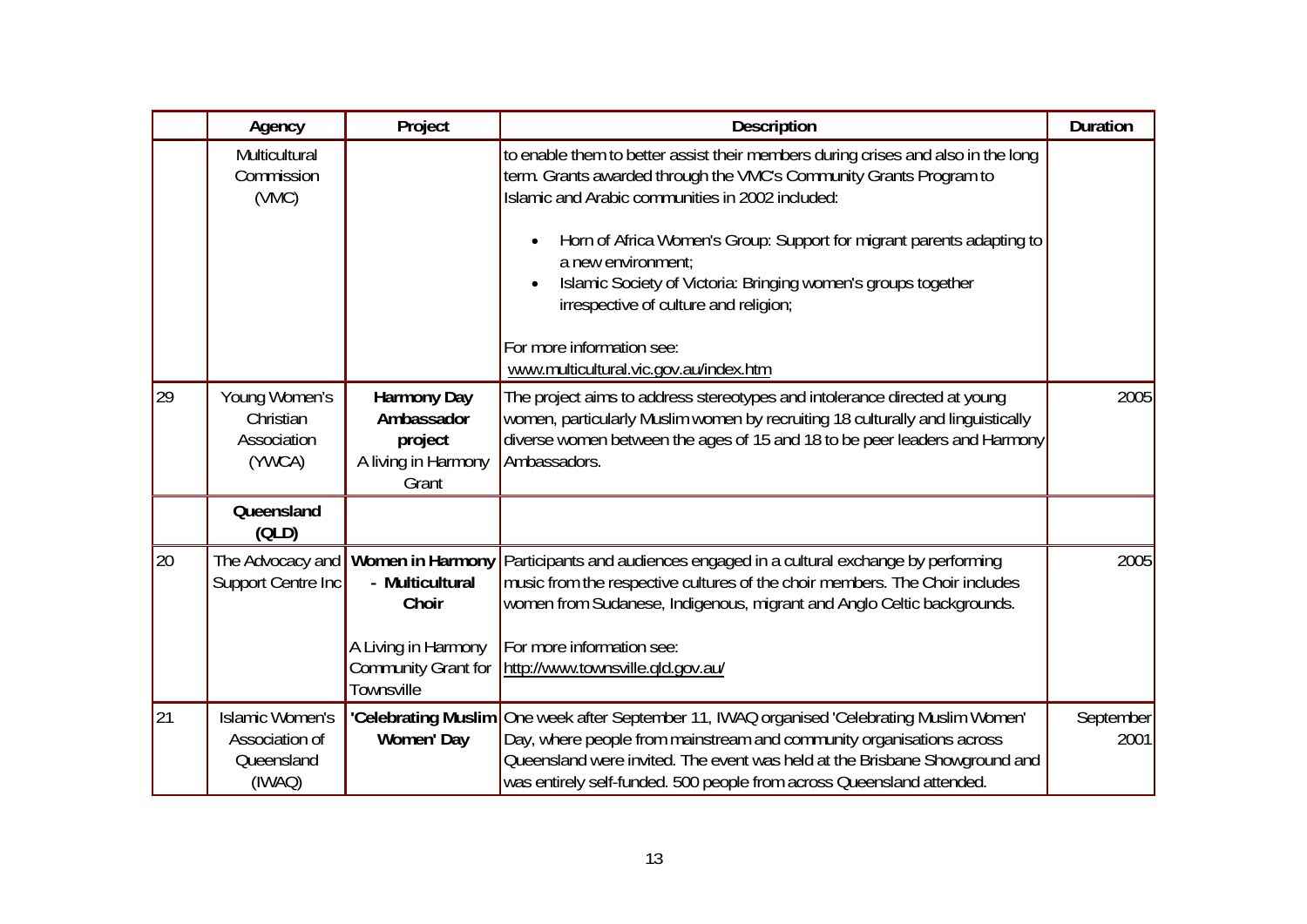|  | Agency | Project | Description | Duration |
|---|---|---|---|---|
|  | Multicultural Commission (VMC) |  | to enable them to better assist their members during crises and also in the long term. Grants awarded through the VMC's Community Grants Program to Islamic and Arabic communities in 2002 included:<br><br>• Horn of Africa Women's Group: Support for migrant parents adapting to a new environment;<br>• Islamic Society of Victoria: Bringing women's groups together irrespective of culture and religion;<br><br>For more information see: www.multicultural.vic.gov.au/index.htm |  |
| 29 | Young Women's Christian Association (YWCA) | **Harmony Day Ambassador project**<br>A living in Harmony Grant | The project aims to address stereotypes and intolerance directed at young women, particularly Muslim women by recruiting 18 culturally and linguistically diverse women between the ages of 15 and 18 to be peer leaders and Harmony Ambassadors. | 2005 |
|  | **Queensland (QLD)** |  |  |  |
| 20 | The Advocacy and Support Centre Inc | **Women in Harmony - Multicultural Choir**<br><br>A Living in Harmony Community Grant for Townsville | Participants and audiences engaged in a cultural exchange by performing music from the respective cultures of the choir members. The Choir includes women from Sudanese, Indigenous, migrant and Anglo Celtic backgrounds.<br><br>For more information see: http://www.townsville.qld.gov.au/ | 2005 |
| 21 | Islamic Women's Association of Queensland (IWAQ) | **'Celebrating Muslim Women' Day** | One week after September 11, IWAQ organised 'Celebrating Muslim Women' Day, where people from mainstream and community organisations across Queensland were invited. The event was held at the Brisbane Showground and was entirely self-funded. 500 people from across Queensland attended. | September 2001 |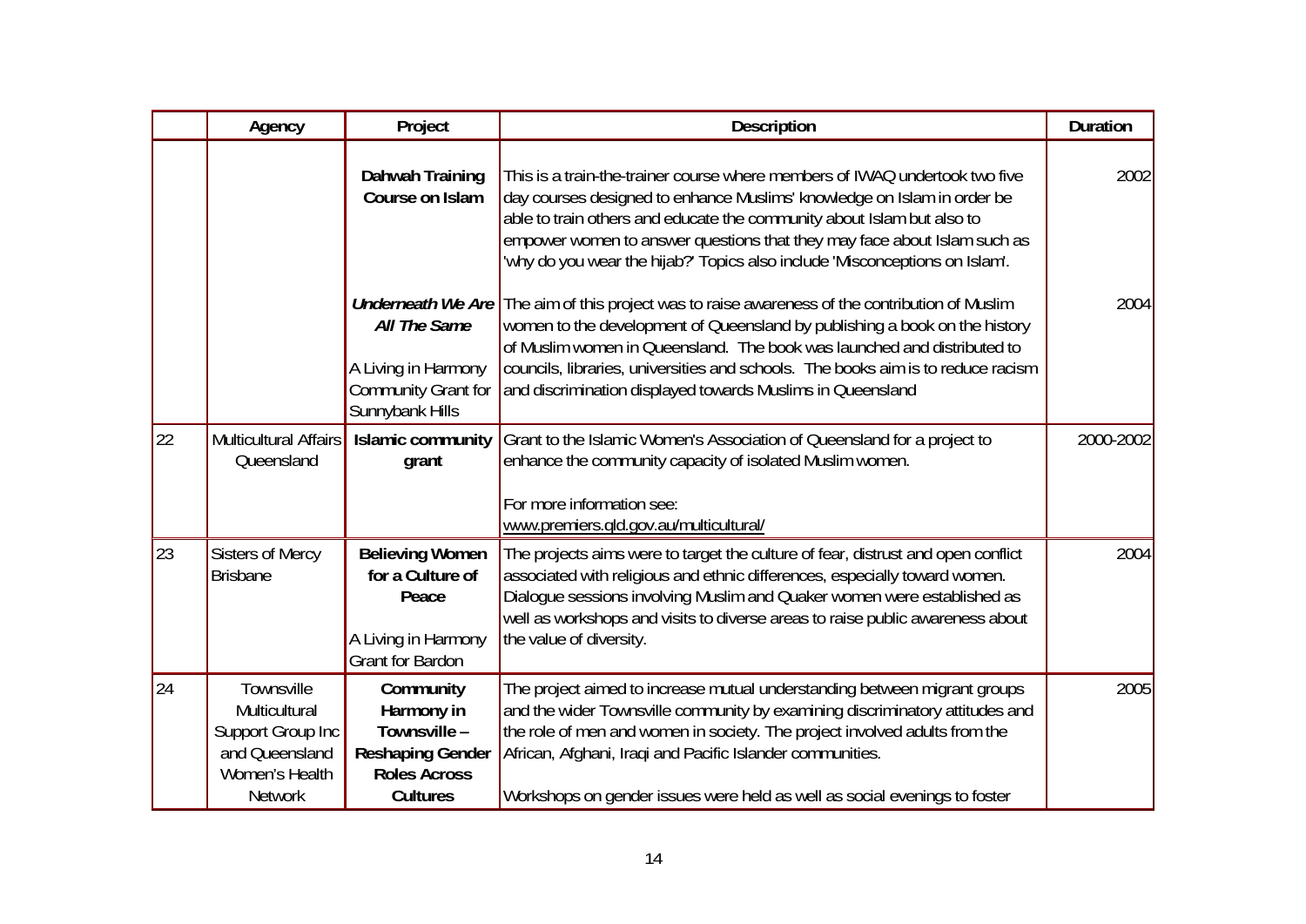| | Agency | Project | Description | Duration |
|---|---|---|---|---|
| | | **Dahwah Training Course on Islam** | This is a train-the-trainer course where members of IWAQ undertook two five day courses designed to enhance Muslims' knowledge on Islam in order be able to train others and educate the community about Islam but also to empower women to answer questions that they may face about Islam such as 'why do you wear the hijab?' Topics also include 'Misconceptions on Islam'. | 2002 |
| | | ***Underneath We Are All The Same*** A Living in Harmony Community Grant for Sunnybank Hills | The aim of this project was to raise awareness of the contribution of Muslim women to the development of Queensland by publishing a book on the history of Muslim women in Queensland. The book was launched and distributed to councils, libraries, universities and schools. The books aim is to reduce racism and discrimination displayed towards Muslims in Queensland | 2004 |
| 22 | Multicultural Affairs Queensland | **Islamic community grant** | Grant to the Islamic Women's Association of Queensland for a project to enhance the community capacity of isolated Muslim women. For more information see: www.premiers.qld.gov.au/multicultural/ | 2000-2002 |
| 23 | Sisters of Mercy Brisbane | **Believing Women for a Culture of Peace** A Living in Harmony Grant for Bardon | The projects aims were to target the culture of fear, distrust and open conflict associated with religious and ethnic differences, especially toward women. Dialogue sessions involving Muslim and Quaker women were established as well as workshops and visits to diverse areas to raise public awareness about the value of diversity. | 2004 |
| 24 | Townsville Multicultural Support Group Inc and Queensland Women's Health Network | **Community Harmony in Townsville – Reshaping Gender Roles Across Cultures** | The project aimed to increase mutual understanding between migrant groups and the wider Townsville community by examining discriminatory attitudes and the role of men and women in society. The project involved adults from the African, Afghani, Iraqi and Pacific Islander communities. Workshops on gender issues were held as well as social evenings to foster | 2005 |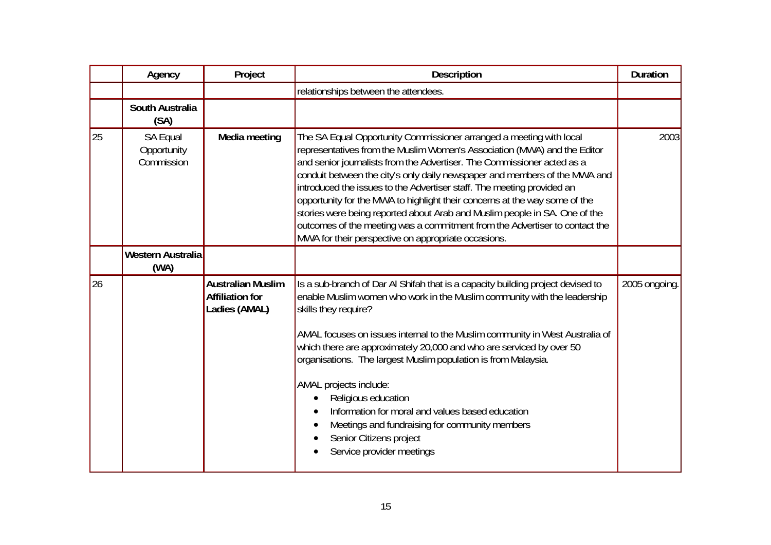| | Agency | Project | Description | Duration |
|---|---|---|---|---|
| | | | relationships between the attendees. | |
| | **South Australia (SA)** | | | |
| 25 | SA Equal Opportunity Commission | **Media meeting** | The SA Equal Opportunity Commissioner arranged a meeting with local representatives from the Muslim Women's Association (MWA) and the Editor and senior journalists from the Advertiser. The Commissioner acted as a conduit between the city's only daily newspaper and members of the MWA and introduced the issues to the Advertiser staff. The meeting provided an opportunity for the MWA to highlight their concerns at the way some of the stories were being reported about Arab and Muslim people in SA. One of the outcomes of the meeting was a commitment from the Advertiser to contact the MWA for their perspective on appropriate occasions. | 2003 |
| | **Western Australia (WA)** | | | |
| 26 | | **Australian Muslim Affiliation for Ladies (AMAL)** | Is a sub-branch of Dar Al Shifah that is a capacity building project devised to enable Muslim women who work in the Muslim community with the leadership skills they require?<br><br>AMAL focuses on issues internal to the Muslim community in West Australia of which there are approximately 20,000 and who are serviced by over 50 organisations. The largest Muslim population is from Malaysia.<br><br>AMAL projects include:<br>• Religious education<br>• Information for moral and values based education<br>• Meetings and fundraising for community members<br>• Senior Citizens project<br>• Service provider meetings | 2005 ongoing. |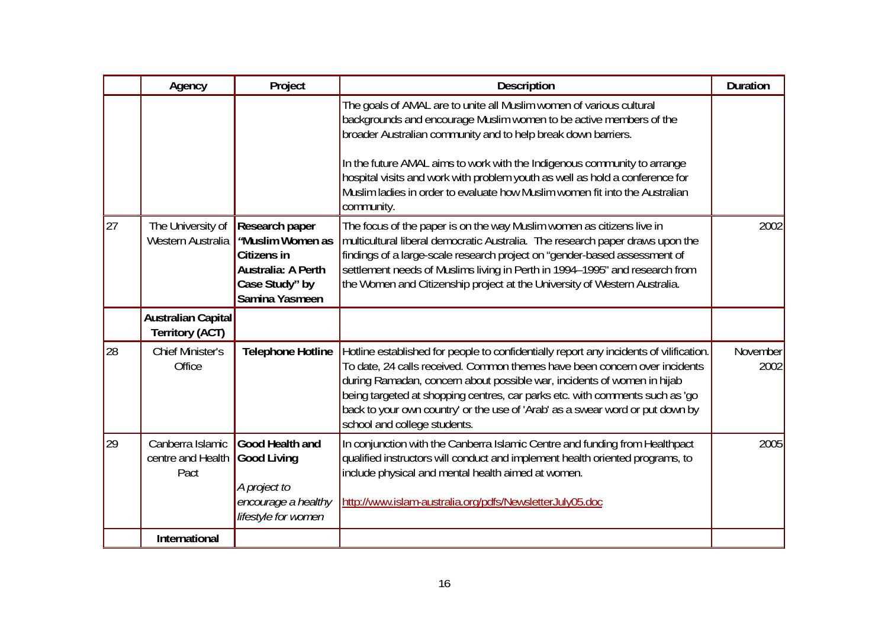|  | Agency | Project | Description | Duration |
|---|---|---|---|---|
|  |  |  | The goals of AMAL are to unite all Muslim women of various cultural backgrounds and encourage Muslim women to be active members of the broader Australian community and to help break down barriers.<br><br>In the future AMAL aims to work with the Indigenous community to arrange hospital visits and work with problem youth as well as hold a conference for Muslim ladies in order to evaluate how Muslim women fit into the Australian community. |  |
| 27 | The University of Western Australia | **Research paper "Muslim Women as Citizens in Australia: A Perth Case Study" by Samina Yasmeen** | The focus of the paper is on the way Muslim women as citizens live in multicultural liberal democratic Australia. The research paper draws upon the findings of a large-scale research project on "gender-based assessment of settlement needs of Muslims living in Perth in 1994–1995" and research from the Women and Citizenship project at the University of Western Australia. | 2002 |
|  | **Australian Capital Territory (ACT)** |  |  |  |
| 28 | Chief Minister's Office | **Telephone Hotline** | Hotline established for people to confidentially report any incidents of vilification. To date, 24 calls received. Common themes have been concern over incidents during Ramadan, concern about possible war, incidents of women in hijab being targeted at shopping centres, car parks etc. with comments such as 'go back to your own country' or the use of 'Arab' as a swear word or put down by school and college students. | November 2002 |
| 29 | Canberra Islamic centre and Health Pact | **Good Health and Good Living**<br><br>*A project to encourage a healthy lifestyle for women* | In conjunction with the Canberra Islamic Centre and funding from Healthpact qualified instructors will conduct and implement health oriented programs, to include physical and mental health aimed at women.<br><br>http://www.islam-australia.org/pdfs/NewsletterJuly05.doc | 2005 |
|  | **International** |  |  |  |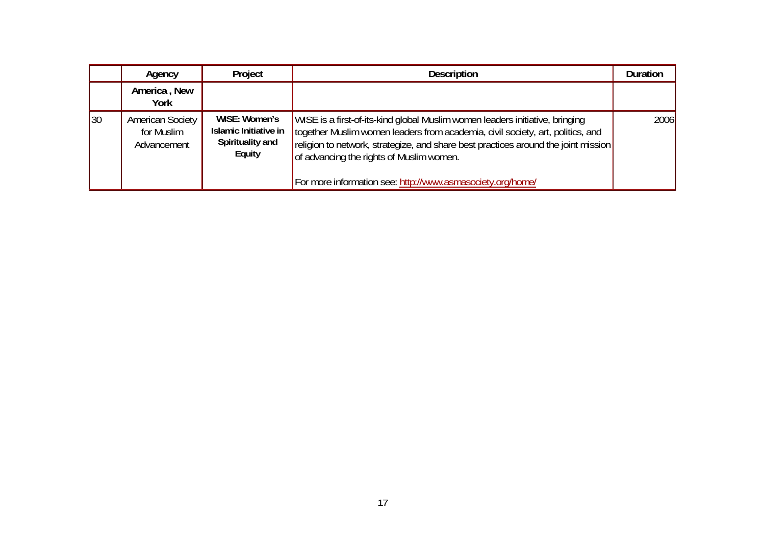|  | Agency | Project | Description | Duration |
|---|---|---|---|---|
|  | **America , New York** |  |  |  |
| 30 | American Society for Muslim Advancement | **WISE: Women's Islamic Initiative in Spirituality and Equity** | WISE is a first-of-its-kind global Muslim women leaders initiative, bringing together Muslim women leaders from academia, civil society, art, politics, and religion to network, strategize, and share best practices around the joint mission of advancing the rights of Muslim women.<br><br>For more information see: http://www.asmasociety.org/home/ | 2006 |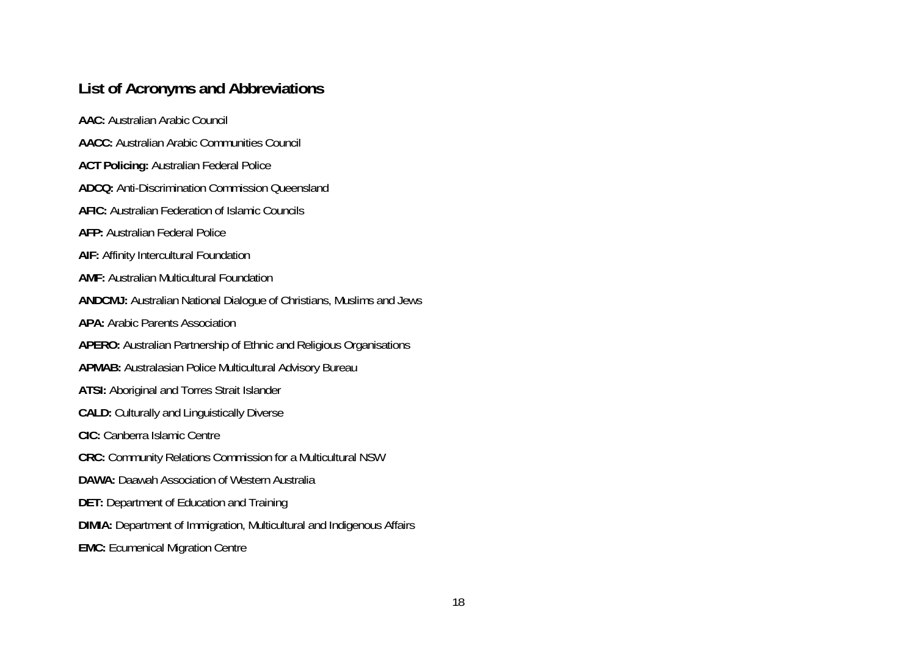## List of Acronyms and Abbreviations

**AAC:** Australian Arabic Council

**AACC:** Australian Arabic Communities Council

**ACT Policing:** Australian Federal Police

**ADCQ:** Anti-Discrimination Commission Queensland

**AFIC:** Australian Federation of Islamic Councils

**AFP:** Australian Federal Police

**AIF:** Affinity Intercultural Foundation

**AMF:** Australian Multicultural Foundation

**ANDCMJ:** Australian National Dialogue of Christians, Muslims and Jews

**APA:** Arabic Parents Association

**APERO:** Australian Partnership of Ethnic and Religious Organisations

**APMAB:** Australasian Police Multicultural Advisory Bureau

**ATSI:** Aboriginal and Torres Strait Islander

**CALD:** Culturally and Linguistically Diverse

**CIC:** Canberra Islamic Centre

**CRC:** Community Relations Commission for a Multicultural NSW

**DAWA:** Daawah Association of Western Australia

**DET:** Department of Education and Training

**DIMIA:** Department of Immigration, Multicultural and Indigenous Affairs

**EMC:** Ecumenical Migration Centre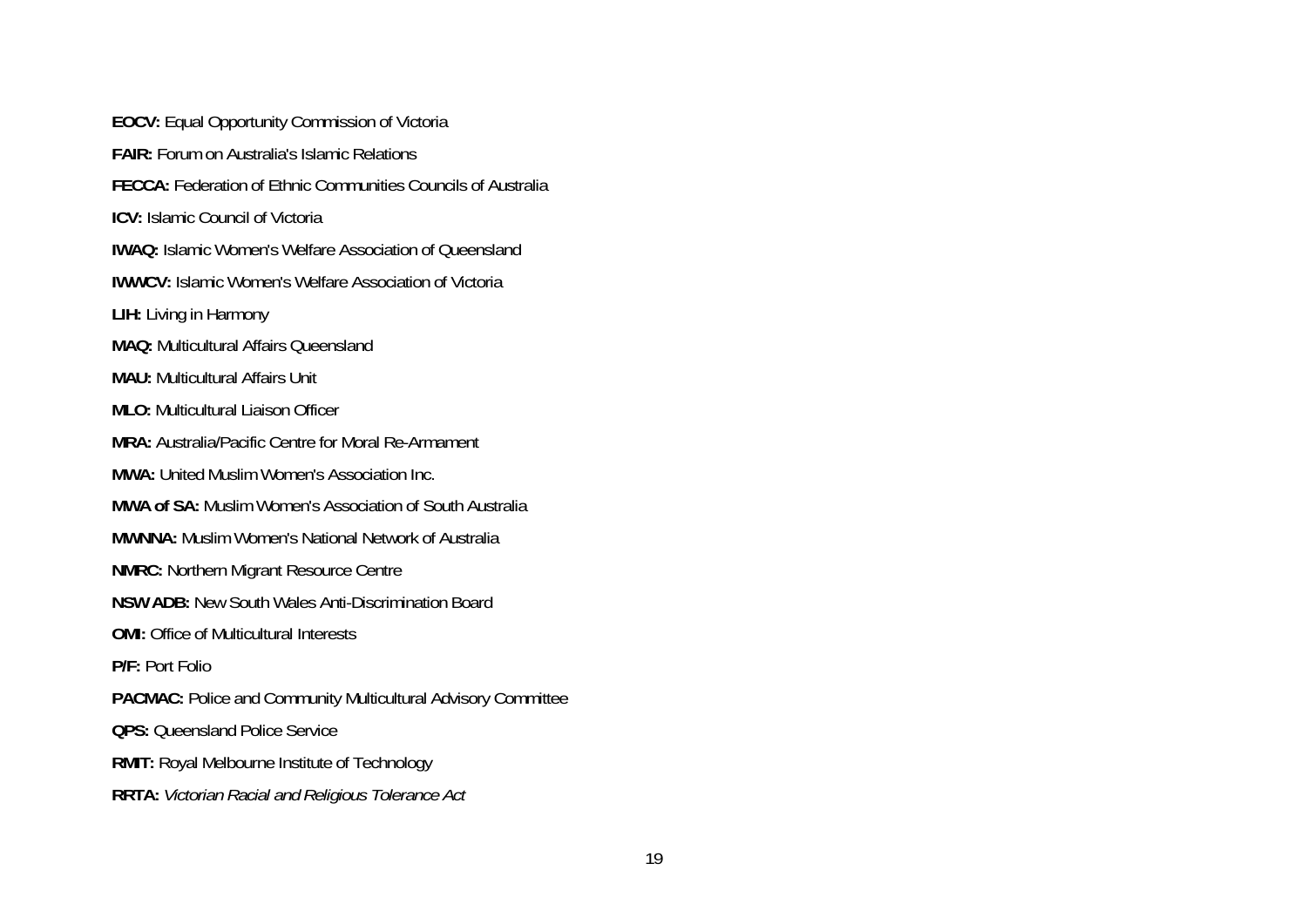**EOCV:** Equal Opportunity Commission of Victoria

**FAIR:** Forum on Australia's Islamic Relations

**FECCA:** Federation of Ethnic Communities Councils of Australia

**ICV:** Islamic Council of Victoria

**IWAQ:** Islamic Women's Welfare Association of Queensland

**IWWCV:** Islamic Women's Welfare Association of Victoria

**LIH:** Living in Harmony

**MAQ:** Multicultural Affairs Queensland

**MAU:** Multicultural Affairs Unit

**MLO:** Multicultural Liaison Officer

**MRA:** Australia/Pacific Centre for Moral Re-Armament

**MWA:** United Muslim Women's Association Inc.

**MWA of SA:** Muslim Women's Association of South Australia

**MWNNA:** Muslim Women's National Network of Australia

**NMRC:** Northern Migrant Resource Centre

**NSW ADB:** New South Wales Anti-Discrimination Board

**OMI:** Office of Multicultural Interests

**P/F:** Port Folio

**PACMAC:** Police and Community Multicultural Advisory Committee

**QPS:** Queensland Police Service

**RMIT:** Royal Melbourne Institute of Technology

**RRTA:** *Victorian Racial and Religious Tolerance Act*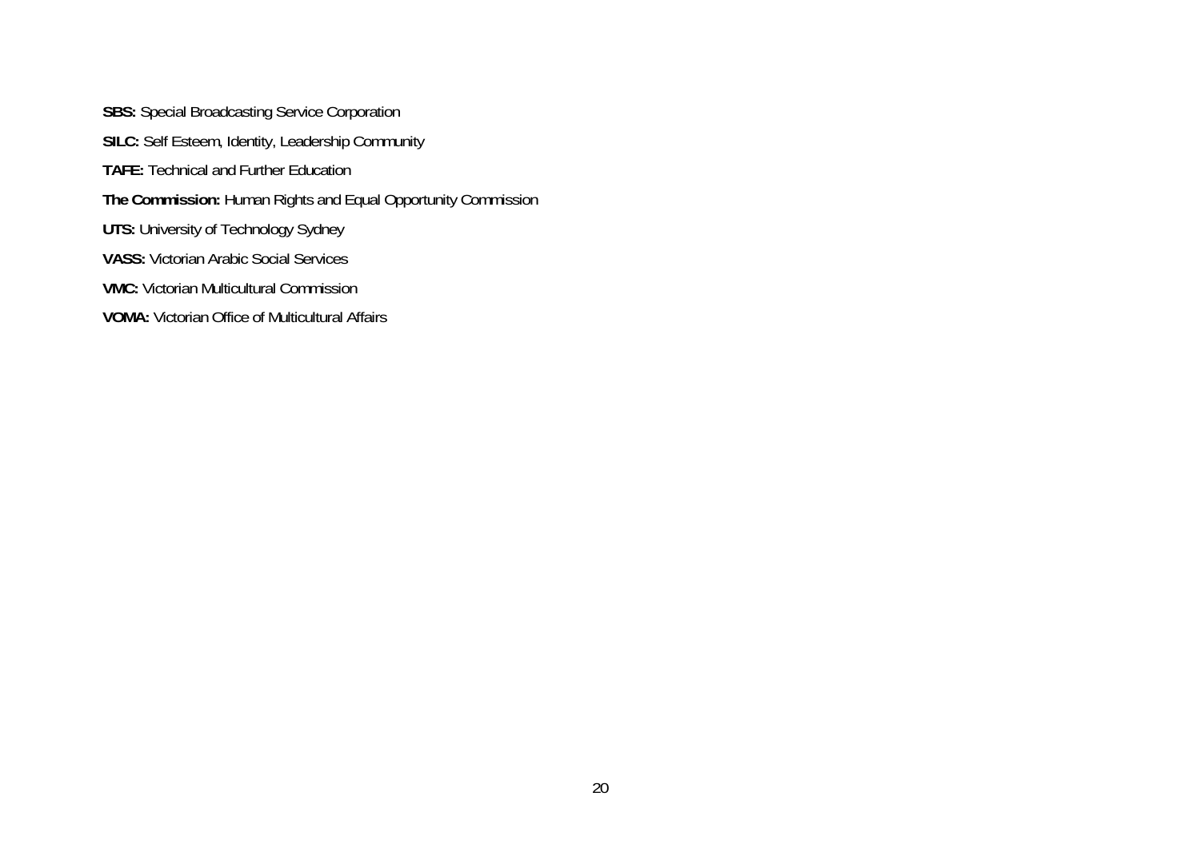**SBS:** Special Broadcasting Service Corporation

**SILC:** Self Esteem, Identity, Leadership Community

**TAFE:** Technical and Further Education

**The Commission:** Human Rights and Equal Opportunity Commission

**UTS:** University of Technology Sydney

**VASS:** Victorian Arabic Social Services

**VMC:** Victorian Multicultural Commission

**VOMA:** Victorian Office of Multicultural Affairs